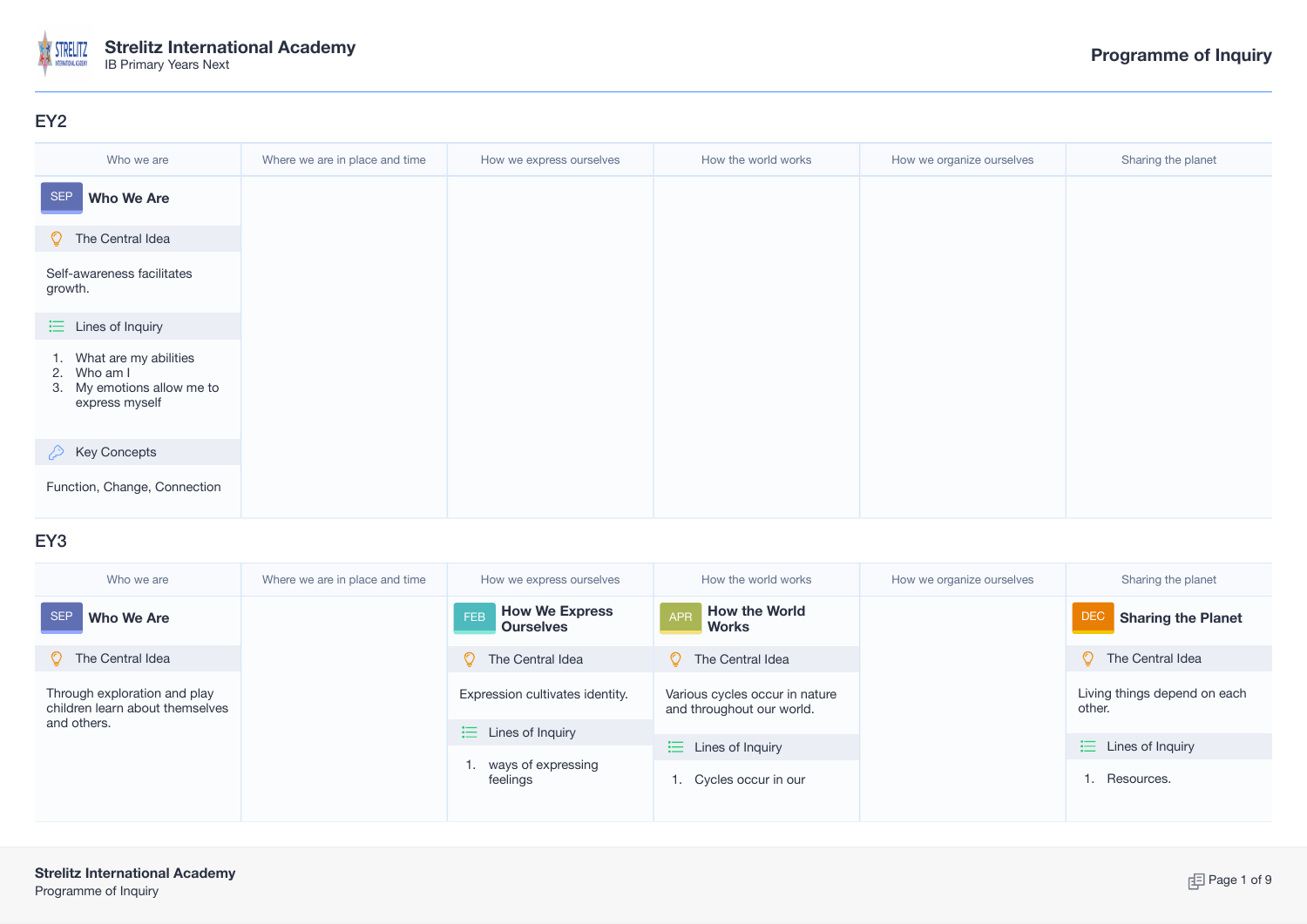# Strelitz International Academy

IB Primary Years Next

## Programme of Inquiry

## EY2

| Who we are | Where we are in place and time | How we express ourselves | How the world works | How we organize ourselves | Sharing the planet |
|---|---|---|---|---|---|
| SEP **Who We Are**<br><br>The Central Idea<br><br>Self-awareness facilitates growth.<br><br>Lines of Inquiry<br><br>1. What are my abilities<br>2. Who am I<br>3. My emotions allow me to express myself<br><br>Key Concepts<br><br>Function, Change, Connection | | | | | |

## EY3

| Who we are | Where we are in place and time | How we express ourselves | How the world works | How we organize ourselves | Sharing the planet |
|---|---|---|---|---|---|
| SEP **Who We Are**<br><br>The Central Idea<br><br>Through exploration and play children learn about themselves and others. | | FEB **How We Express Ourselves**<br><br>The Central Idea<br><br>Expression cultivates identity.<br><br>Lines of Inquiry<br><br>1. ways of expressing feelings | APR **How the World Works**<br><br>The Central Idea<br><br>Various cycles occur in nature and throughout our world.<br><br>Lines of Inquiry<br><br>1. Cycles occur in our | | DEC **Sharing the Planet**<br><br>The Central Idea<br><br>Living things depend on each other.<br><br>Lines of Inquiry<br><br>1. Resources. |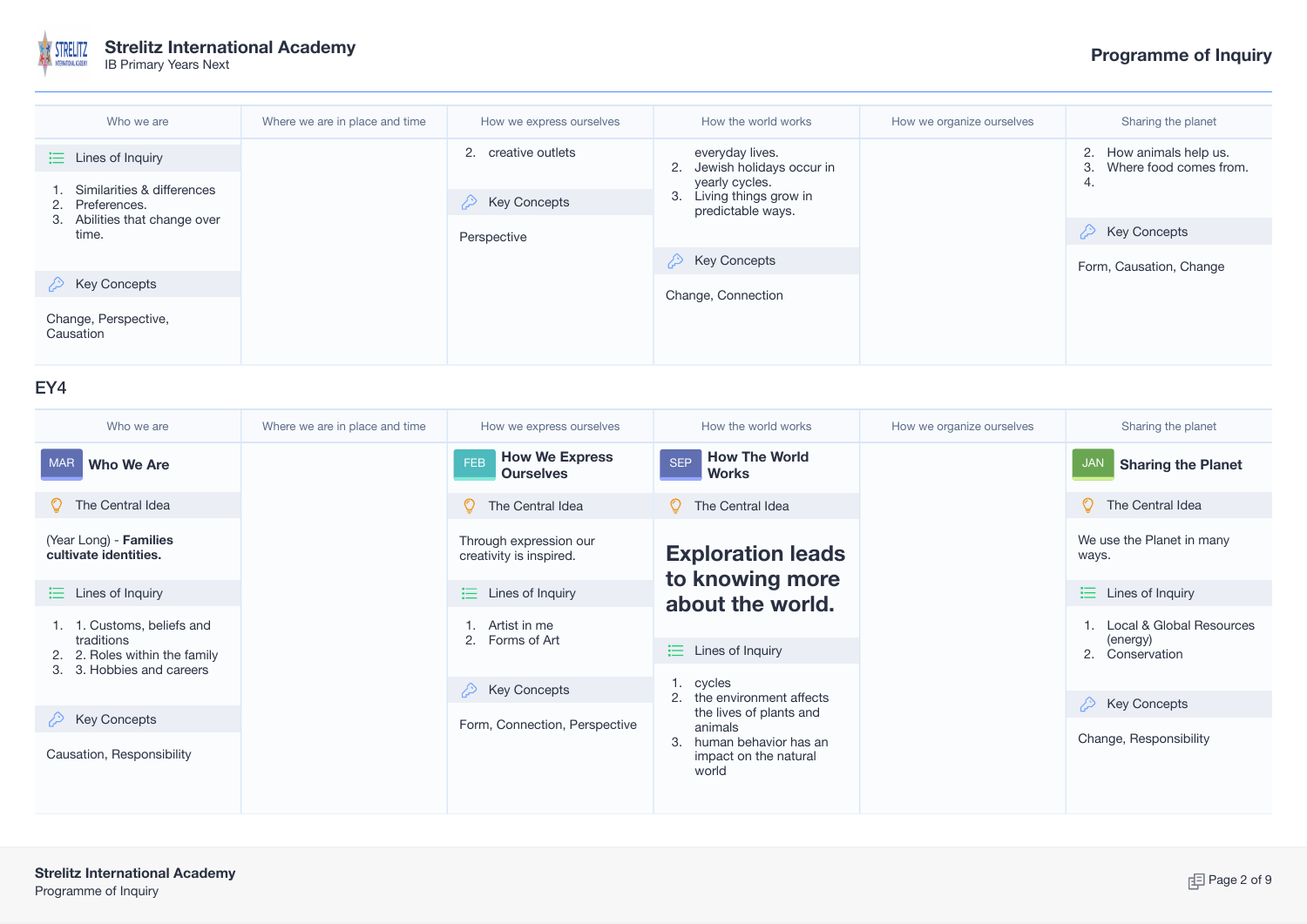| Who we are | Where we are in place and time | How we express ourselves | How the world works | How we organize ourselves | Sharing the planet |
|---|---|---|---|---|---|
| **Lines of Inquiry**<br>1. Similarities & differences<br>2. Preferences.<br>3. Abilities that change over time.<br><br>**Key Concepts**<br>Change, Perspective, Causation | | 2. creative outlets<br><br>**Key Concepts**<br>Perspective | everyday lives.<br>2. Jewish holidays occur in yearly cycles.<br>3. Living things grow in predictable ways.<br><br>**Key Concepts**<br>Change, Connection | | 2. How animals help us.<br>3. Where food comes from.<br>4.<br><br>**Key Concepts**<br>Form, Causation, Change |

## EY4

| Who we are | Where we are in place and time | How we express ourselves | How the world works | How we organize ourselves | Sharing the planet |
|---|---|---|---|---|---|
| MAR **Who We Are**<br><br>**The Central Idea**<br>(Year Long) - **Families cultivate identities.**<br><br>**Lines of Inquiry**<br>1. 1. Customs, beliefs and traditions<br>2. 2. Roles within the family<br>3. 3. Hobbies and careers<br><br>**Key Concepts**<br>Causation, Responsibility | | FEB **How We Express Ourselves**<br><br>**The Central Idea**<br>Through expression our creativity is inspired.<br><br>**Lines of Inquiry**<br>1. Artist in me<br>2. Forms of Art<br><br>**Key Concepts**<br>Form, Connection, Perspective | SEP **How The World Works**<br><br>**The Central Idea**<br>**Exploration leads to knowing more about the world.**<br><br>**Lines of Inquiry**<br>1. cycles<br>2. the environment affects the lives of plants and animals<br>3. human behavior has an impact on the natural world | | JAN **Sharing the Planet**<br><br>**The Central Idea**<br>We use the Planet in many ways.<br><br>**Lines of Inquiry**<br>1. Local & Global Resources (energy)<br>2. Conservation<br><br>**Key Concepts**<br>Change, Responsibility |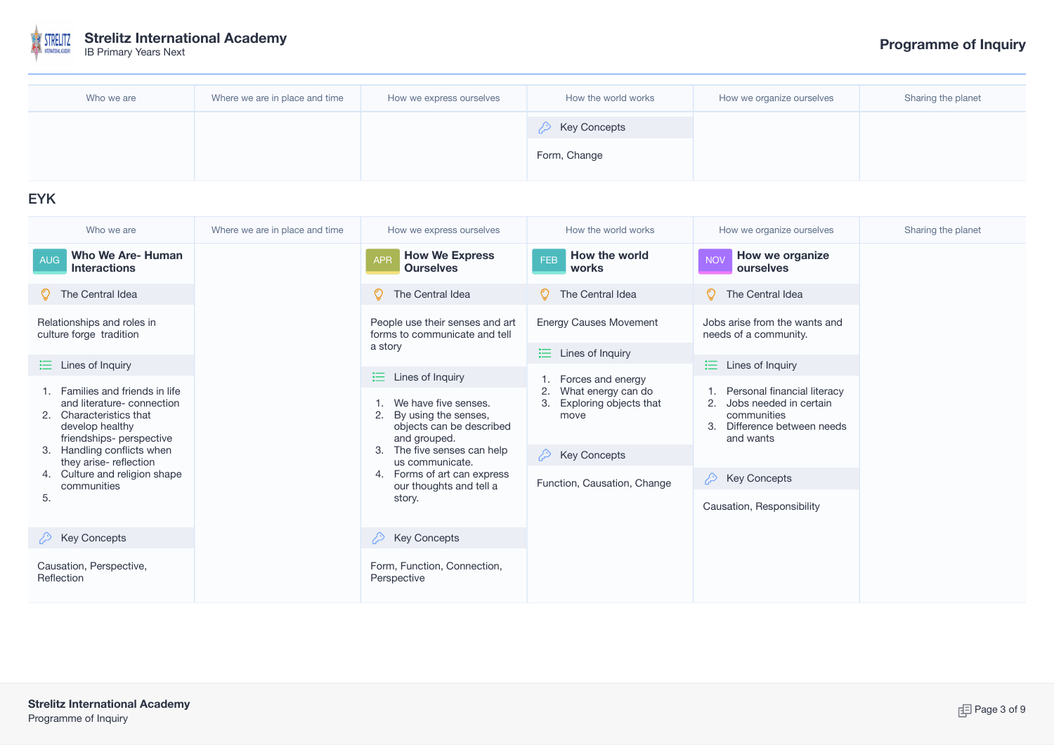| Who we are | Where we are in place and time | How we express ourselves | How the world works | How we organize ourselves | Sharing the planet |
|---|---|---|---|---|---|
| | | | **Key Concepts**<br><br>Form, Change | | |

## EYK

| Who we are | Where we are in place and time | How we express ourselves | How the world works | How we organize ourselves | Sharing the planet |
|---|---|---|---|---|---|
| AUG **Who We Are- Human Interactions**<br><br>**The Central Idea**<br><br>Relationships and roles in culture forge tradition<br><br>**Lines of Inquiry**<br><br>1. Families and friends in life and literature- connection<br>2. Characteristics that develop healthy friendships- perspective<br>3. Handling conflicts when they arise- reflection<br>4. Culture and religion shape communities<br>5.<br><br>**Key Concepts**<br><br>Causation, Perspective, Reflection | | APR **How We Express Ourselves**<br><br>**The Central Idea**<br><br>People use their senses and art forms to communicate and tell a story<br><br>**Lines of Inquiry**<br><br>1. We have five senses.<br>2. By using the senses, objects can be described and grouped.<br>3. The five senses can help us communicate.<br>4. Forms of art can express our thoughts and tell a story.<br><br>**Key Concepts**<br><br>Form, Function, Connection, Perspective | FEB **How the world works**<br><br>**The Central Idea**<br><br>Energy Causes Movement<br><br>**Lines of Inquiry**<br><br>1. Forces and energy<br>2. What energy can do<br>3. Exploring objects that move<br><br>**Key Concepts**<br><br>Function, Causation, Change | NOV **How we organize ourselves**<br><br>**The Central Idea**<br><br>Jobs arise from the wants and needs of a community.<br><br>**Lines of Inquiry**<br><br>1. Personal financial literacy<br>2. Jobs needed in certain communities<br>3. Difference between needs and wants<br><br>**Key Concepts**<br><br>Causation, Responsibility | |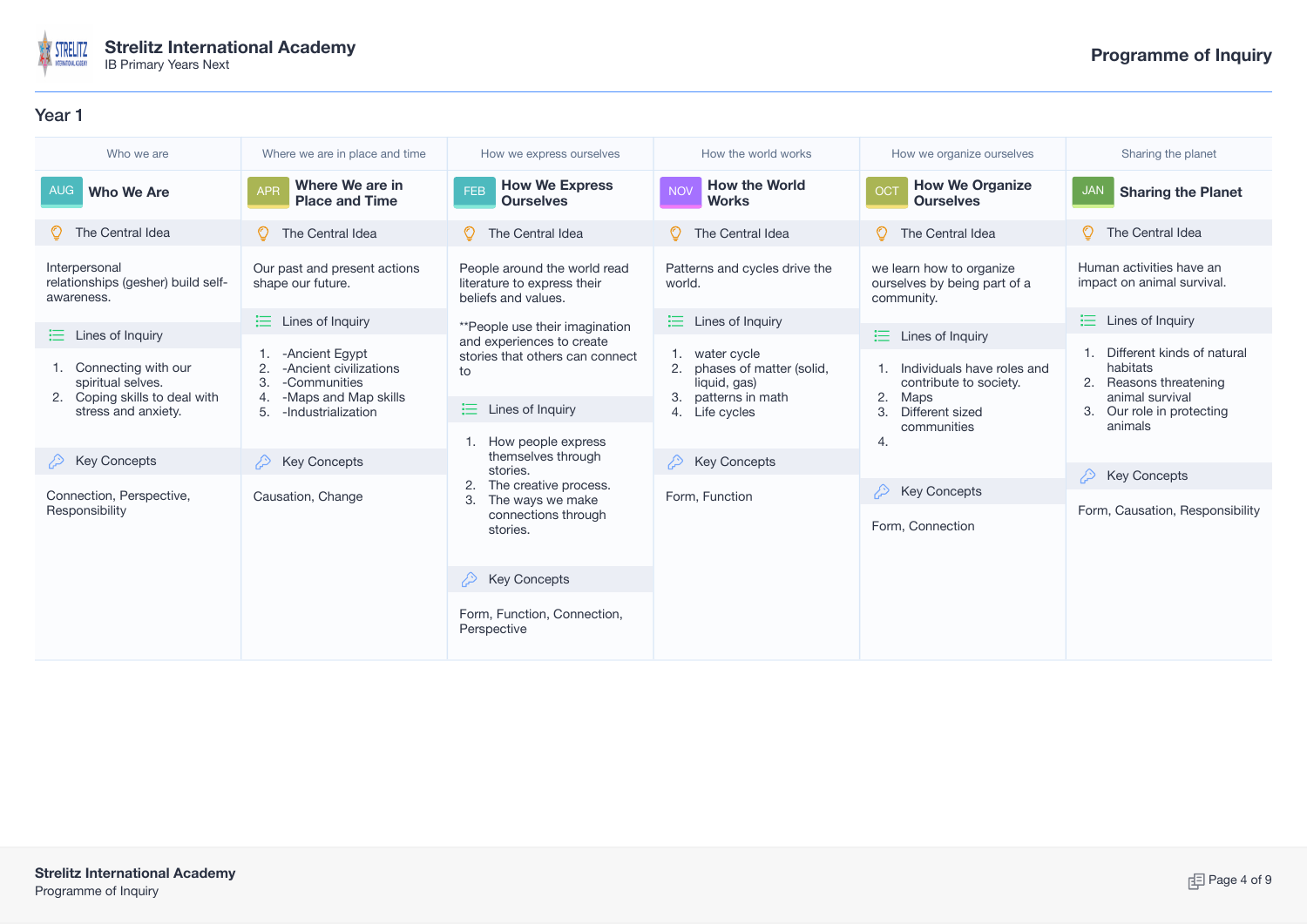# Strelitz International Academy

IB Primary Years Next

## Programme of Inquiry

## Year 1

### Who we are

**AUG — Who We Are**

**The Central Idea**

Interpersonal relationships (gesher) build self-awareness.

**Lines of Inquiry**

1. Connecting with our spiritual selves.
2. Coping skills to deal with stress and anxiety.

**Key Concepts**

Connection, Perspective, Responsibility

### Where we are in place and time

**APR — Where We are in Place and Time**

**The Central Idea**

Our past and present actions shape our future.

**Lines of Inquiry**

1. -Ancient Egypt
2. -Ancient civilizations
3. -Communities
4. -Maps and Map skills
5. -Industrialization

**Key Concepts**

Causation, Change

### How we express ourselves

**FEB — How We Express Ourselves**

**The Central Idea**

People around the world read literature to express their beliefs and values.

**People use their imagination and experiences to create stories that others can connect to

**Lines of Inquiry**

1. How people express themselves through stories.
2. The creative process.
3. The ways we make connections through stories.

**Key Concepts**

Form, Function, Connection, Perspective

### How the world works

**NOV — How the World Works**

**The Central Idea**

Patterns and cycles drive the world.

**Lines of Inquiry**

1. water cycle
2. phases of matter (solid, liquid, gas)
3. patterns in math
4. Life cycles

**Key Concepts**

Form, Function

### How we organize ourselves

**OCT — How We Organize Ourselves**

**The Central Idea**

we learn how to organize ourselves by being part of a community.

**Lines of Inquiry**

1. Individuals have roles and contribute to society.
2. Maps
3. Different sized communities
4. 

**Key Concepts**

Form, Connection

### Sharing the planet

**JAN — Sharing the Planet**

**The Central Idea**

Human activities have an impact on animal survival.

**Lines of Inquiry**

1. Different kinds of natural habitats
2. Reasons threatening animal survival
3. Our role in protecting animals

**Key Concepts**

Form, Causation, Responsibility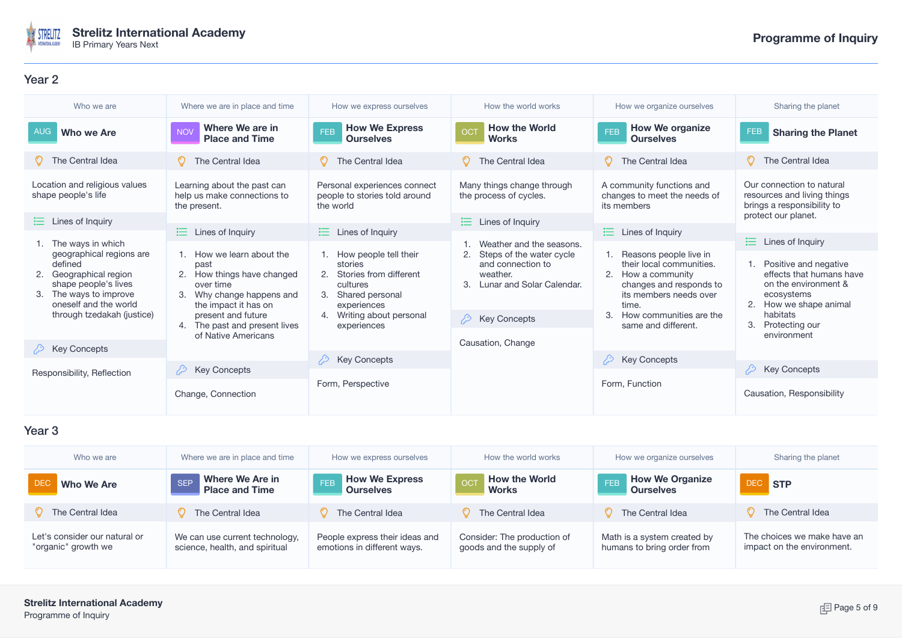## Year 2

| Who we are | Where we are in place and time | How we express ourselves | How the world works | How we organize ourselves | Sharing the planet |
| --- | --- | --- | --- | --- | --- |
| AUG **Who we Are** | NOV **Where We are in Place and Time** | FEB **How We Express Ourselves** | OCT **How the World Works** | FEB **How We organize Ourselves** | FEB **Sharing the Planet** |
| **The Central Idea** | **The Central Idea** | **The Central Idea** | **The Central Idea** | **The Central Idea** | **The Central Idea** |
| Location and religious values shape people's life | Learning about the past can help us make connections to the present. | Personal experiences connect people to stories told around the world | Many things change through the process of cycles. | A community functions and changes to meet the needs of its members | Our connection to natural resources and living things brings a responsibility to protect our planet. |
| **Lines of Inquiry** | **Lines of Inquiry** | **Lines of Inquiry** | **Lines of Inquiry** | **Lines of Inquiry** | **Lines of Inquiry** |
| 1. The ways in which geographical regions are defined 2. Geographical region shape people's lives 3. The ways to improve oneself and the world through tzedakah (justice) | 1. How we learn about the past 2. How things have changed over time 3. Why change happens and the impact it has on present and future 4. The past and present lives of Native Americans | 1. How people tell their stories 2. Stories from different cultures 3. Shared personal experiences 4. Writing about personal experiences | 1. Weather and the seasons. 2. Steps of the water cycle and connection to weather. 3. Lunar and Solar Calendar. | 1. Reasons people live in their local communities. 2. How a community changes and responds to its members needs over time. 3. How communities are the same and different. | 1. Positive and negative effects that humans have on the environment & ecosystems 2. How we shape animal habitats 3. Protecting our environment |
| **Key Concepts** | **Key Concepts** | **Key Concepts** | **Key Concepts** | **Key Concepts** | **Key Concepts** |
| Responsibility, Reflection | Change, Connection | Form, Perspective | Causation, Change | Form, Function | Causation, Responsibility |

## Year 3

| Who we are | Where we are in place and time | How we express ourselves | How the world works | How we organize ourselves | Sharing the planet |
| --- | --- | --- | --- | --- | --- |
| DEC **Who We Are** | SEP **Where We Are in Place and Time** | FEB **How We Express Ourselves** | OCT **How the World Works** | FEB **How We Organize Ourselves** | DEC **STP** |
| **The Central Idea** | **The Central Idea** | **The Central Idea** | **The Central Idea** | **The Central Idea** | **The Central Idea** |
| Let's consider our natural or "organic" growth we | We can use current technology, science, health, and spiritual | People express their ideas and emotions in different ways. | Consider: The production of goods and the supply of | Math is a system created by humans to bring order from | The choices we make have an impact on the environment. |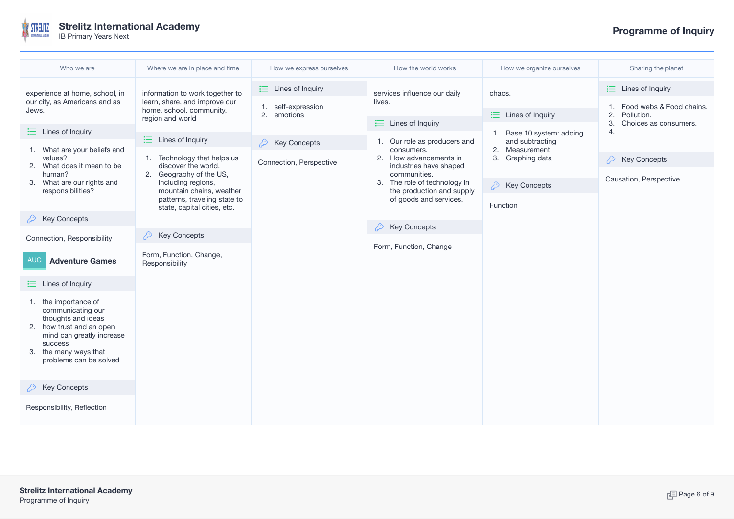| Who we are | Where we are in place and time | How we express ourselves | How the world works | How we organize ourselves | Sharing the planet |
|---|---|---|---|---|---|
| experience at home, school, in our city, as Americans and as Jews.<br><br>**Lines of Inquiry**<br>1. What are your beliefs and values?<br>2. What does it mean to be human?<br>3. What are our rights and responsibilities?<br><br>**Key Concepts**<br>Connection, Responsibility<br><br>AUG **Adventure Games**<br><br>**Lines of Inquiry**<br>1. the importance of communicating our thoughts and ideas<br>2. how trust and an open mind can greatly increase success<br>3. the many ways that problems can be solved<br><br>**Key Concepts**<br>Responsibility, Reflection | information to work together to learn, share, and improve our home, school, community, region and world<br><br>**Lines of Inquiry**<br>1. Technology that helps us discover the world.<br>2. Geography of the US, including regions, mountain chains, weather patterns, traveling state to state, capital cities, etc.<br><br>**Key Concepts**<br>Form, Function, Change, Responsibility | **Lines of Inquiry**<br>1. self-expression<br>2. emotions<br><br>**Key Concepts**<br>Connection, Perspective | services influence our daily lives.<br><br>**Lines of Inquiry**<br>1. Our role as producers and consumers.<br>2. How advancements in industries have shaped communities.<br>3. The role of technology in the production and supply of goods and services.<br><br>**Key Concepts**<br>Form, Function, Change | chaos.<br><br>**Lines of Inquiry**<br>1. Base 10 system: adding and subtracting<br>2. Measurement<br>3. Graphing data<br><br>**Key Concepts**<br>Function | **Lines of Inquiry**<br>1. Food webs & Food chains.<br>2. Pollution.<br>3. Choices as consumers.<br>4.<br><br>**Key Concepts**<br>Causation, Perspective |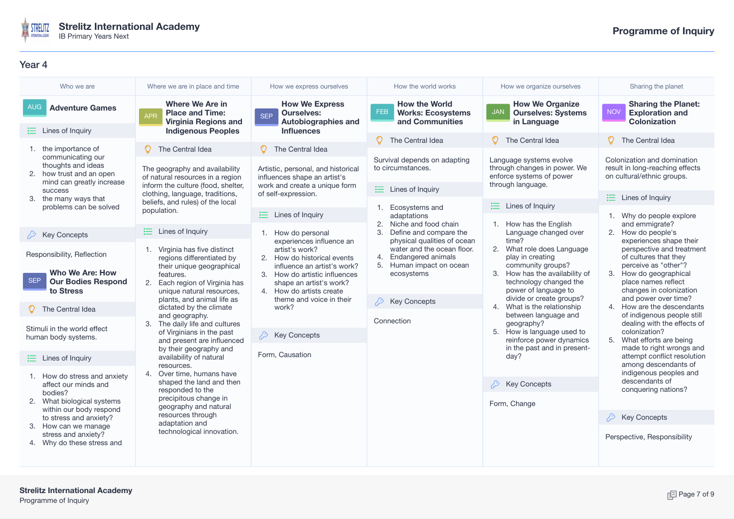# Strelitz International Academy

IB Primary Years Next

## Programme of Inquiry

## Year 4

### Who we are

**AUG** **Adventure Games**

**Lines of Inquiry**

1. the importance of communicating our thoughts and ideas
2. how trust and an open mind can greatly increase success
3. the many ways that problems can be solved

**Key Concepts**

Responsibility, Reflection

**SEP** **Who We Are: How Our Bodies Respond to Stress**

**The Central Idea**

Stimuli in the world effect human body systems.

**Lines of Inquiry**

1. How do stress and anxiety affect our minds and bodies?
2. What biological systems within our body respond to stress and anxiety?
3. How can we manage stress and anxiety?
4. Why do these stress and

### Where we are in place and time

**APR** **Where We Are in Place and Time: Virginia Regions and Indigenous Peoples**

**The Central Idea**

The geography and availability of natural resources in a region inform the culture (food, shelter, clothing, language, traditions, beliefs, and rules) of the local population.

**Lines of Inquiry**

1. Virginia has five distinct regions differentiated by their unique geographical features.
2. Each region of Virginia has unique natural resources, plants, and animal life as dictated by the climate and geography.
3. The daily life and cultures of Virginians in the past and present are influenced by their geography and availability of natural resources.
4. Over time, humans have shaped the land and then responded to the precipitous change in geography and natural resources through adaptation and technological innovation.

### How we express ourselves

**SEP** **How We Express Ourselves: Autobiographies and Influences**

**The Central Idea**

Artistic, personal, and historical influences shape an artist's work and create a unique form of self-expression.

**Lines of Inquiry**

1. How do personal experiences influence an artist's work?
2. How do historical events influence an artist's work?
3. How do artistic influences shape an artist's work?
4. How do artists create theme and voice in their work?

**Key Concepts**

Form, Causation

### How the world works

**FEB** **How the World Works: Ecosystems and Communities**

**The Central Idea**

Survival depends on adapting to circumstances.

**Lines of Inquiry**

1. Ecosystems and adaptations
2. Niche and food chain
3. Define and compare the physical qualities of ocean water and the ocean floor.
4. Endangered animals
5. Human impact on ocean ecosystems

**Key Concepts**

Connection

### How we organize ourselves

**JAN** **How We Organize Ourselves: Systems in Language**

**The Central Idea**

Language systems evolve through changes in power. We enforce systems of power through language.

**Lines of Inquiry**

1. How has the English Language changed over time?
2. What role does Language play in creating community groups?
3. How has the availability of technology changed the power of language to divide or create groups?
4. What is the relationship between language and geography?
5. How is language used to reinforce power dynamics in the past and in present-day?

**Key Concepts**

Form, Change

### Sharing the planet

**NOV** **Sharing the Planet: Exploration and Colonization**

**The Central Idea**

Colonization and domination result in long-reaching effects on cultural/ethnic groups.

**Lines of Inquiry**

1. Why do people explore and emmigrate?
2. How do people's experiences shape their perspective and treatment of cultures that they perceive as "other"?
3. How do geographical place names reflect changes in colonization and power over time?
4. How are the descendants of indigenous people still dealing with the effects of colonization?
5. What efforts are being made to right wrongs and attempt conflict resolution among descendants of indigenous peoples and descendants of conquering nations?

**Key Concepts**

Perspective, Responsibility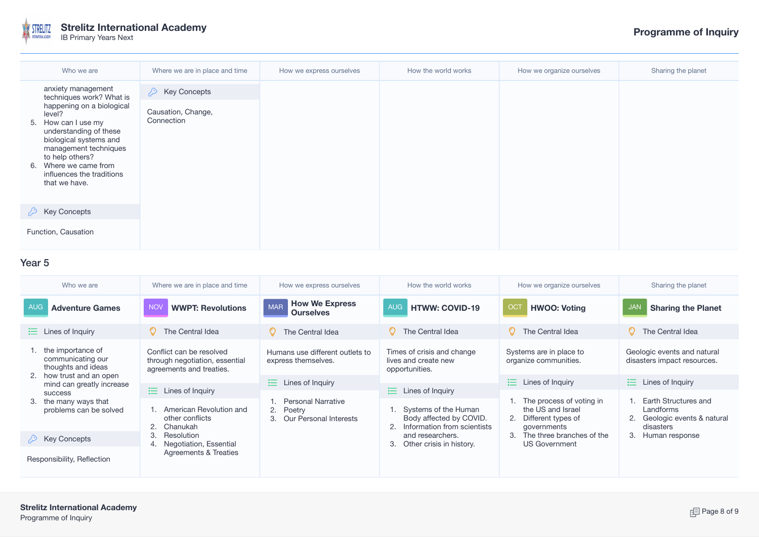| Who we are | Where we are in place and time | How we express ourselves | How the world works | How we organize ourselves | Sharing the planet |
|---|---|---|---|---|---|
| anxiety management techniques work? What is happening on a biological level?<br>5. How can I use my understanding of these biological systems and management techniques to help others?<br>6. Where we came from influences the traditions that we have.<br><br>**Key Concepts**<br><br>Function, Causation | **Key Concepts**<br><br>Causation, Change, Connection | | | | |

## Year 5

| Who we are | Where we are in place and time | How we express ourselves | How the world works | How we organize ourselves | Sharing the planet |
|---|---|---|---|---|---|
| AUG **Adventure Games** | NOV **WWPT: Revolutions** | MAR **How We Express Ourselves** | AUG **HTWW: COVID-19** | OCT **HWOO: Voting** | JAN **Sharing the Planet** |
| **Lines of Inquiry**<br><br>1. the importance of communicating our thoughts and ideas<br>2. how trust and an open mind can greatly increase success<br>3. the many ways that problems can be solved<br><br>**Key Concepts**<br><br>Responsibility, Reflection | **The Central Idea**<br><br>Conflict can be resolved through negotiation, essential agreements and treaties.<br><br>**Lines of Inquiry**<br><br>1. American Revolution and other conflicts<br>2. Chanukah<br>3. Resolution<br>4. Negotiation, Essential Agreements & Treaties | **The Central Idea**<br><br>Humans use different outlets to express themselves.<br><br>**Lines of Inquiry**<br><br>1. Personal Narrative<br>2. Poetry<br>3. Our Personal Interests | **The Central Idea**<br><br>Times of crisis and change lives and create new opportunities.<br><br>**Lines of Inquiry**<br><br>1. Systems of the Human Body affected by COVID.<br>2. Information from scientists and researchers.<br>3. Other crisis in history. | **The Central Idea**<br><br>Systems are in place to organize communities.<br><br>**Lines of Inquiry**<br><br>1. The process of voting in the US and Israel<br>2. Different types of governments<br>3. The three branches of the US Government | **The Central Idea**<br><br>Geologic events and natural disasters impact resources.<br><br>**Lines of Inquiry**<br><br>1. Earth Structures and Landforms<br>2. Geologic events & natural disasters<br>3. Human response |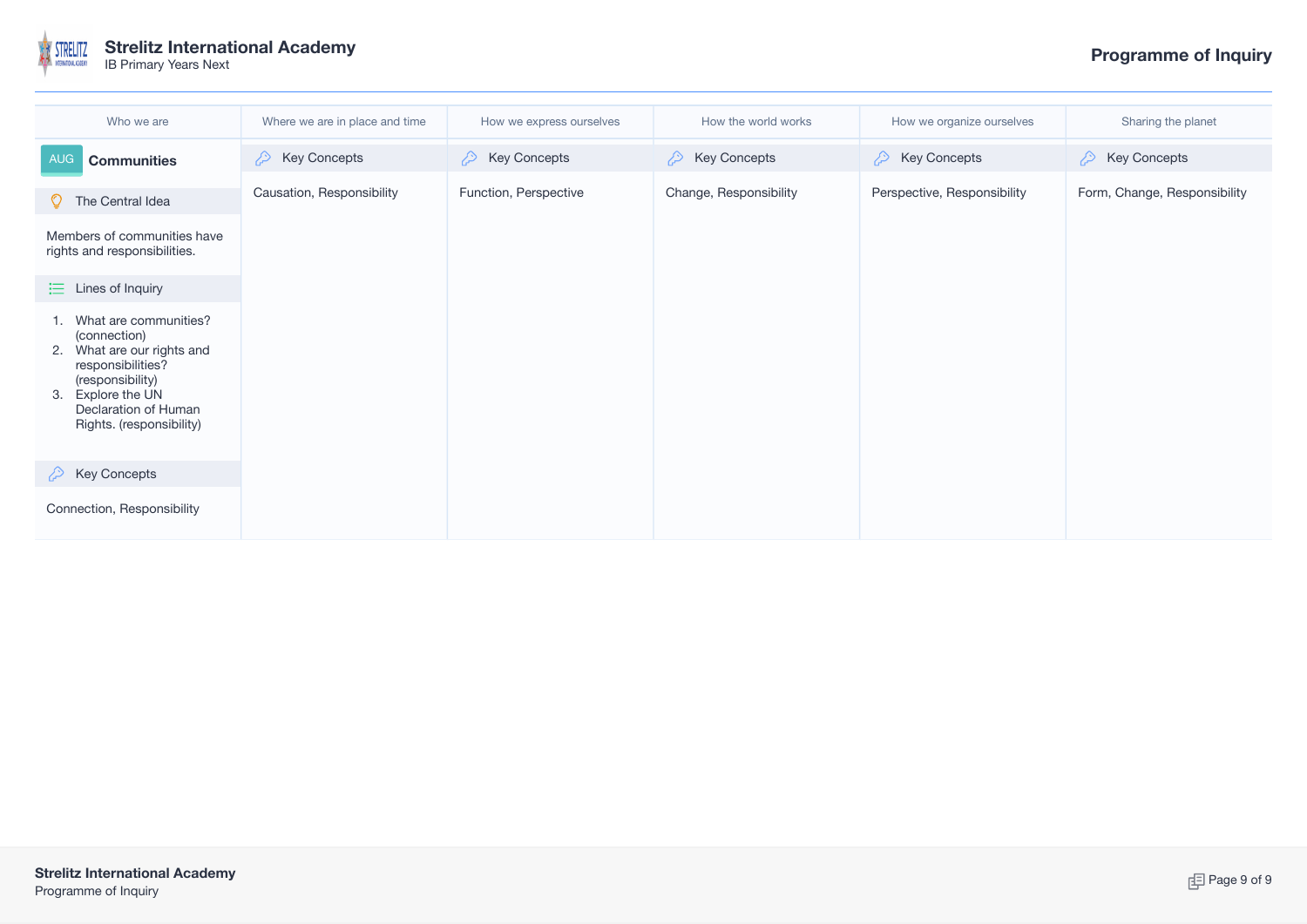# Strelitz International Academy

IB Primary Years Next

## Programme of Inquiry

| Who we are | Where we are in place and time | How we express ourselves | How the world works | How we organize ourselves | Sharing the planet |
|---|---|---|---|---|---|
| AUG **Communities**<br><br>**The Central Idea**<br>Members of communities have rights and responsibilities.<br><br>**Lines of Inquiry**<br>1. What are communities? (connection)<br>2. What are our rights and responsibilities? (responsibility)<br>3. Explore the UN Declaration of Human Rights. (responsibility)<br><br>**Key Concepts**<br>Connection, Responsibility | **Key Concepts**<br>Causation, Responsibility | **Key Concepts**<br>Function, Perspective | **Key Concepts**<br>Change, Responsibility | **Key Concepts**<br>Perspective, Responsibility | **Key Concepts**<br>Form, Change, Responsibility |